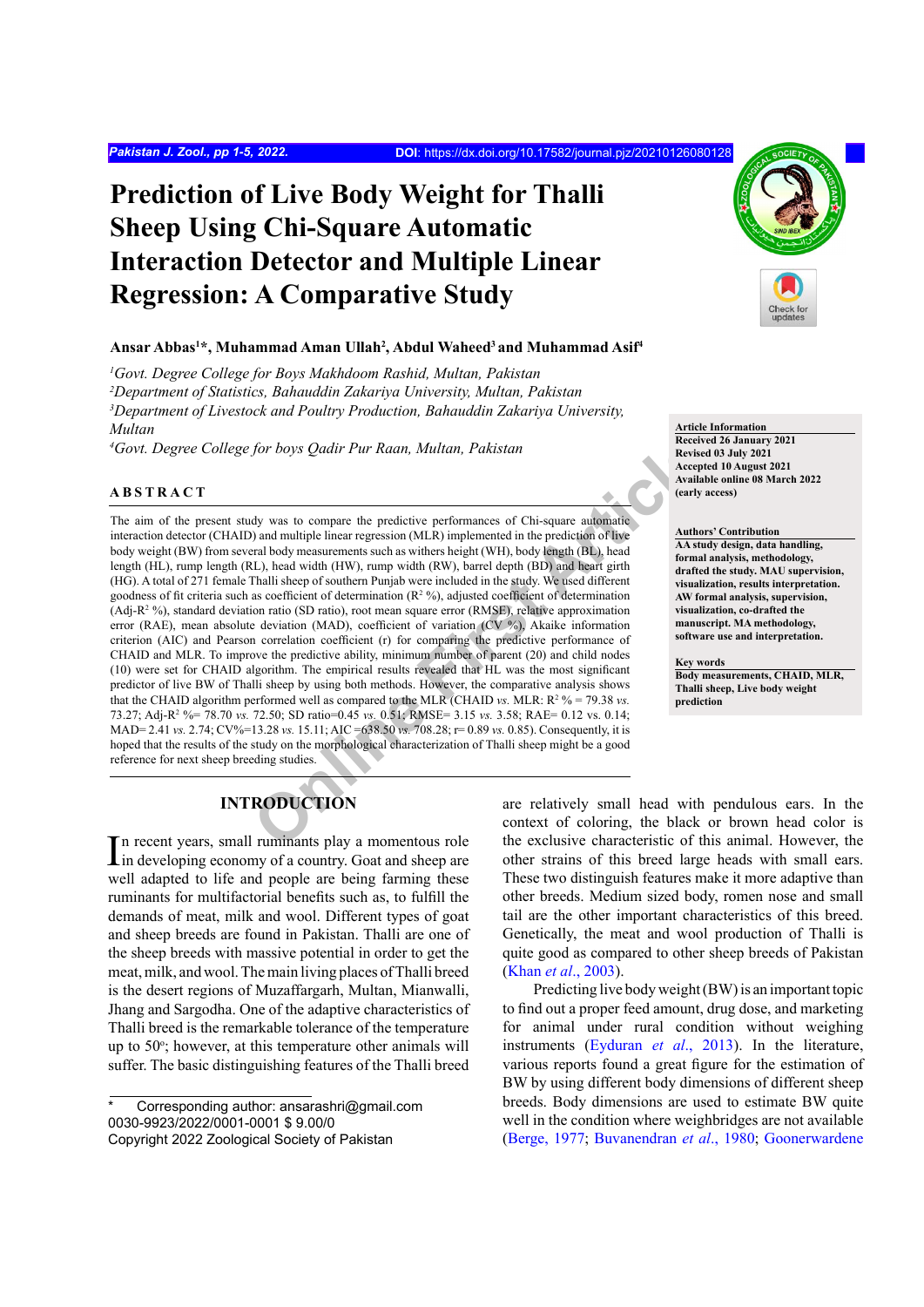# Prediction of Live Body Weight for Thalli Sheep Using Chi-Square Automatic Interaction Detector and Multiple Linear Regression: A Comparative Study

**Ansar Abbas[1]*, Muhammad Aman Ullah[2], Abdul Waheed[3] and Muhammad Asif[4]**

[1]*Govt. Degree College for Boys Makhdoom Rashid, Multan, Pakistan*
[2]*Department of Statistics, Bahauddin Zakariya University, Multan, Pakistan*
[3]*Department of Livestock and Poultry Production, Bahauddin Zakariya University, Multan*
[4]*Govt. Degree College for boys Qadir Pur Raan, Multan, Pakistan*

**Article Information**
Received 26 January 2021
Revised 03 July 2021
Accepted 10 August 2021
Available online 08 March 2022 (early access)

**Authors' Contribution**
AA study design, data handling, formal analysis, methodology, drafted the study. MAU supervision, visualization, results interpretation. AW formal analysis, supervision, visualization, co-drafted the manuscript. MA methodology, software use and interpretation.

**Key words**
Body measurements, CHAID, MLR, Thalli sheep, Live body weight prediction

## ABSTRACT

The aim of the present study was to compare the predictive performances of Chi-square automatic interaction detector (CHAID) and multiple linear regression (MLR) implemented in the prediction of live body weight (BW) from several body measurements such as withers height (WH), body length (BL), head length (HL), rump length (RL), head width (HW), rump width (RW), barrel depth (BD) and heart girth (HG). A total of 271 female Thalli sheep of southern Punjab were included in the study. We used different goodness of fit criteria such as coefficient of determination ($R^2$ %), adjusted coefficient of determination (Adj-$R^2$ %), standard deviation ratio (SD ratio), root mean square error (RMSE), relative approximation error (RAE), mean absolute deviation (MAD), coefficient of variation (CV %), Akaike information criterion (AIC) and Pearson correlation coefficient (r) for comparing the predictive performance of CHAID and MLR. To improve the predictive ability, minimum number of parent (20) and child nodes (10) were set for CHAID algorithm. The empirical results revealed that HL was the most significant predictor of live BW of Thalli sheep by using both methods. However, the comparative analysis shows that the CHAID algorithm performed well as compared to the MLR (CHAID *vs.* MLR: $R^2$ % = 79.38 *vs.* 73.27; Adj-$R^2$ %= 78.70 *vs.* 72.50; SD ratio=0.45 *vs.* 0.51; RMSE= 3.15 *vs.* 3.58; RAE= 0.12 vs. 0.14; MAD= 2.41 *vs.* 2.74; CV%=13.28 *vs.* 15.11; AIC =638.50 *vs.* 708.28; r= 0.89 *vs.* 0.85). Consequently, it is hoped that the results of the study on the morphological characterization of Thalli sheep might be a good reference for next sheep breeding studies.

## INTRODUCTION

In recent years, small ruminants play a momentous role in developing economy of a country. Goat and sheep are well adapted to life and people are being farming these ruminants for multifactorial benefits such as, to fulfill the demands of meat, milk and wool. Different types of goat and sheep breeds are found in Pakistan. Thalli are one of the sheep breeds with massive potential in order to get the meat, milk, and wool. The main living places of Thalli breed is the desert regions of Muzaffargarh, Multan, Mianwalli, Jhang and Sargodha. One of the adaptive characteristics of Thalli breed is the remarkable tolerance of the temperature up to 50°; however, at this temperature other animals will suffer. The basic distinguishing features of the Thalli breed are relatively small head with pendulous ears. In the context of coloring, the black or brown head color is the exclusive characteristic of this animal. However, the other strains of this breed large heads with small ears. These two distinguish features make it more adaptive than other breeds. Medium sized body, romen nose and small tail are the other important characteristics of this breed. Genetically, the meat and wool production of Thalli is quite good as compared to other sheep breeds of Pakistan (Khan *et al*., 2003).

Predicting live body weight (BW) is an important topic to find out a proper feed amount, drug dose, and marketing for animal under rural condition without weighing instruments (Eyduran *et al*., 2013). In the literature, various reports found a great figure for the estimation of BW by using different body dimensions of different sheep breeds. Body dimensions are used to estimate BW quite well in the condition where weighbridges are not available (Berge, 1977; Buvanendran *et al*., 1980; Goonerwardene

\* Corresponding author: ansarashri@gmail.com
0030-9923/2022/0001-0001 $ 9.00/0
Copyright 2022 Zoological Society of Pakistan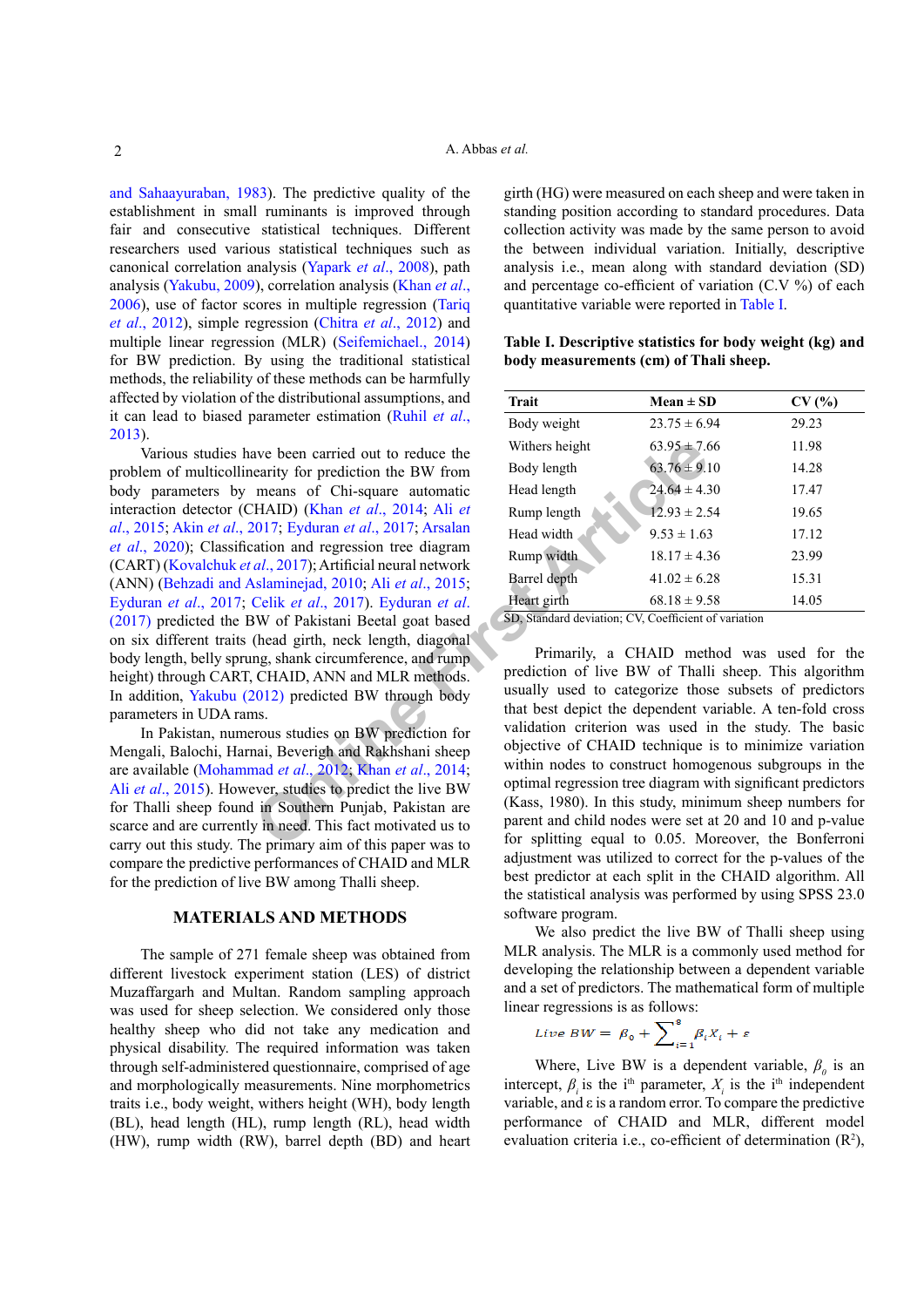and Sahaayuraban, 1983). The predictive quality of the establishment in small ruminants is improved through fair and consecutive statistical techniques. Different researchers used various statistical techniques such as canonical correlation analysis (Yapark *et al*., 2008), path analysis (Yakubu, 2009), correlation analysis (Khan *et al*., 2006), use of factor scores in multiple regression (Tariq *et al*., 2012), simple regression (Chitra *et al*., 2012) and multiple linear regression (MLR) (Seifemichael., 2014) for BW prediction. By using the traditional statistical methods, the reliability of these methods can be harmfully affected by violation of the distributional assumptions, and it can lead to biased parameter estimation (Ruhil *et al*., 2013).

Various studies have been carried out to reduce the problem of multicollinearity for prediction the BW from body parameters by means of Chi-square automatic interaction detector (CHAID) (Khan *et al*., 2014; Ali *et al*., 2015; Akin *et al*., 2017; Eyduran *et al*., 2017; Arsalan *et al*., 2020); Classification and regression tree diagram (CART) (Kovalchuk *et al*., 2017); Artificial neural network (ANN) (Behzadi and Aslaminejad, 2010; Ali *et al*., 2015; Eyduran *et al*., 2017; Celik *et al*., 2017). Eyduran *et al*. (2017) predicted the BW of Pakistani Beetal goat based on six different traits (head girth, neck length, diagonal body length, belly sprung, shank circumference, and rump height) through CART, CHAID, ANN and MLR methods. In addition, Yakubu (2012) predicted BW through body parameters in UDA rams.

In Pakistan, numerous studies on BW prediction for Mengali, Balochi, Harnai, Beverigh and Rakhshani sheep are available (Mohammad *et al*., 2012; Khan *et al*., 2014; Ali *et al*., 2015). However, studies to predict the live BW for Thalli sheep found in Southern Punjab, Pakistan are scarce and are currently in need. This fact motivated us to carry out this study. The primary aim of this paper was to compare the predictive performances of CHAID and MLR for the prediction of live BW among Thalli sheep.

## MATERIALS AND METHODS

The sample of 271 female sheep was obtained from different livestock experiment station (LES) of district Muzaffargarh and Multan. Random sampling approach was used for sheep selection. We considered only those healthy sheep who did not take any medication and physical disability. The required information was taken through self-administered questionnaire, comprised of age and morphologically measurements. Nine morphometrics traits i.e., body weight, withers height (WH), body length (BL), head length (HL), rump length (RL), head width (HW), rump width (RW), barrel depth (BD) and heart girth (HG) were measured on each sheep and were taken in standing position according to standard procedures. Data collection activity was made by the same person to avoid the between individual variation. Initially, descriptive analysis i.e., mean along with standard deviation (SD) and percentage co-efficient of variation (C.V %) of each quantitative variable were reported in Table I.

**Table I. Descriptive statistics for body weight (kg) and body measurements (cm) of Thali sheep.**

| Trait | Mean ± SD | CV (%) |
|---|---|---|
| Body weight | 23.75 ± 6.94 | 29.23 |
| Withers height | 63.95 ± 7.66 | 11.98 |
| Body length | 63.76 ± 9.10 | 14.28 |
| Head length | 24.64 ± 4.30 | 17.47 |
| Rump length | 12.93 ± 2.54 | 19.65 |
| Head width | 9.53 ± 1.63 | 17.12 |
| Rump width | 18.17 ± 4.36 | 23.99 |
| Barrel depth | 41.02 ± 6.28 | 15.31 |
| Heart girth | 68.18 ± 9.58 | 14.05 |

SD, Standard deviation; CV, Coefficient of variation

Primarily, a CHAID method was used for the prediction of live BW of Thalli sheep. This algorithm usually used to categorize those subsets of predictors that best depict the dependent variable. A ten-fold cross validation criterion was used in the study. The basic objective of CHAID technique is to minimize variation within nodes to construct homogenous subgroups in the optimal regression tree diagram with significant predictors (Kass, 1980). In this study, minimum sheep numbers for parent and child nodes were set at 20 and 10 and p-value for splitting equal to 0.05. Moreover, the Bonferroni adjustment was utilized to correct for the p-values of the best predictor at each split in the CHAID algorithm. All the statistical analysis was performed by using SPSS 23.0 software program.

We also predict the live BW of Thalli sheep using MLR analysis. The MLR is a commonly used method for developing the relationship between a dependent variable and a set of predictors. The mathematical form of multiple linear regressions is as follows:

$$Live\ BW = \beta_0 + \sum_{i=1}^{8} \beta_i X_i + \varepsilon$$

Where, Live BW is a dependent variable, $\beta_0$ is an intercept, $\beta_i$ is the $i^{th}$ parameter, $X_i$ is the $i^{th}$ independent variable, and ε is a random error. To compare the predictive performance of CHAID and MLR, different model evaluation criteria i.e., co-efficient of determination ($R^2$),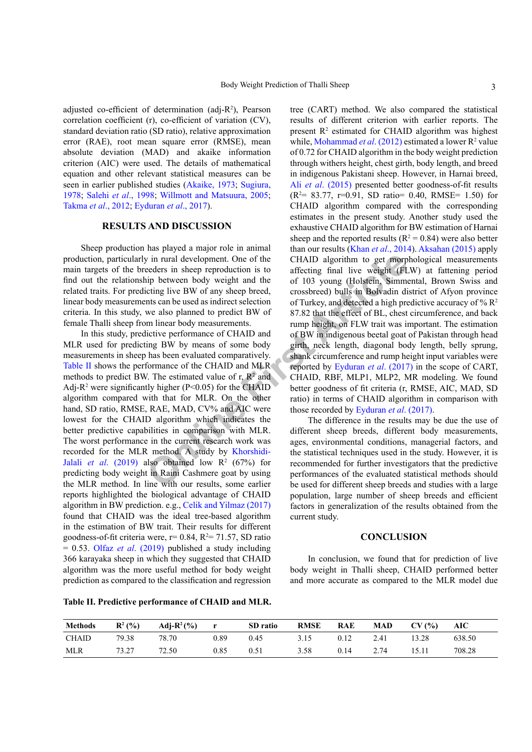adjusted co-efficient of determination (adj-$R^2$), Pearson correlation coefficient (r), co-efficient of variation (CV), standard deviation ratio (SD ratio), relative approximation error (RAE), root mean square error (RMSE), mean absolute deviation (MAD) and akaike information criterion (AIC) were used. The details of mathematical equation and other relevant statistical measures can be seen in earlier published studies (Akaike, 1973; Sugiura, 1978; Salehi *et al*., 1998; Willmott and Matsuura, 2005; Takma *et al*., 2012; Eyduran *et al*., 2017).

## RESULTS AND DISCUSSION

Sheep production has played a major role in animal production, particularly in rural development. One of the main targets of the breeders in sheep reproduction is to find out the relationship between body weight and the related traits. For predicting live BW of any sheep breed, linear body measurements can be used as indirect selection criteria. In this study, we also planned to predict BW of female Thalli sheep from linear body measurements.

In this study, predictive performance of CHAID and MLR used for predicting BW by means of some body measurements in sheep has been evaluated comparatively. Table II shows the performance of the CHAID and MLR methods to predict BW. The estimated value of r, $R^2$ and Adj-$R^2$ were significantly higher ($P<0.05$) for the CHAID algorithm compared with that for MLR. On the other hand, SD ratio, RMSE, RAE, MAD, CV% and AIC were lowest for the CHAID algorithm which indicates the better predictive capabilities in comparison with MLR. The worst performance in the current research work was recorded for the MLR method. A study by Khorshidi-Jalali *et al*. (2019) also obtained low $R^2$ (67%) for predicting body weight in Raini Cashmere goat by using the MLR method. In line with our results, some earlier reports highlighted the biological advantage of CHAID algorithm in BW prediction. e.g., Celik and Yilmaz (2017) found that CHAID was the ideal tree-based algorithm in the estimation of BW trait. Their results for different goodness-of-fit criteria were, r= 0.84, $R^2$= 71.57, SD ratio = 0.53. Olfaz *et al*. (2019) published a study including 366 karayaka sheep in which they suggested that CHAID algorithm was the more useful method for body weight prediction as compared to the classification and regression tree (CART) method. We also compared the statistical results of different criterion with earlier reports. The present $R^2$ estimated for CHAID algorithm was highest while, Mohammad *et al*. (2012) estimated a lower $R^2$ value of 0.72 for CHAID algorithm in the body weight prediction through withers height, chest girth, body length, and breed in indigenous Pakistani sheep. However, in Harnai breed, Ali *et al*. (2015) presented better goodness-of-fit results ($R^2$= 83.77, r=0.91, SD ratio= 0.40, RMSE= 1.50) for CHAID algorithm compared with the corresponding estimates in the present study. Another study used the exhaustive CHAID algorithm for BW estimation of Harnai sheep and the reported results ($R^2$ = 0.84) were also better than our results (Khan *et al*., 2014). Aksahan (2015) apply CHAID algorithm to get morphological measurements affecting final live weight (FLW) at fattening period of 103 young (Holstein, Simmental, Brown Swiss and crossbreed) bulls in Bolvadin district of Afyon province of Turkey, and detected a high predictive accuracy of % $R^2$ 87.82 that the effect of BL, chest circumference, and back rump height, on FLW trait was important. The estimation of BW in indigenous beetal goat of Pakistan through head girth, neck length, diagonal body length, belly sprung, shank circumference and rump height input variables were reported by Eyduran *et al*. (2017) in the scope of CART, CHAID, RBF, MLP1, MLP2, MR modeling. We found better goodness of fit criteria (r, RMSE, AIC, MAD, SD ratio) in terms of CHAID algorithm in comparison with those recorded by Eyduran *et al*. (2017).

The difference in the results may be due the use of different sheep breeds, different body measurements, ages, environmental conditions, managerial factors, and the statistical techniques used in the study. However, it is recommended for further investigators that the predictive performances of the evaluated statistical methods should be used for different sheep breeds and studies with a large population, large number of sheep breeds and efficient factors in generalization of the results obtained from the current study.

## CONCLUSION

In conclusion, we found that for prediction of live body weight in Thalli sheep, CHAID performed better and more accurate as compared to the MLR model due

**Table II. Predictive performance of CHAID and MLR.**

| Methods | $R^2$ (%) | Adj-$R^2$ (%) | r | SD ratio | RMSE | RAE | MAD | CV (%) | AIC |
|---|---|---|---|---|---|---|---|---|---|
| CHAID | 79.38 | 78.70 | 0.89 | 0.45 | 3.15 | 0.12 | 2.41 | 13.28 | 638.50 |
| MLR | 73.27 | 72.50 | 0.85 | 0.51 | 3.58 | 0.14 | 2.74 | 15.11 | 708.28 |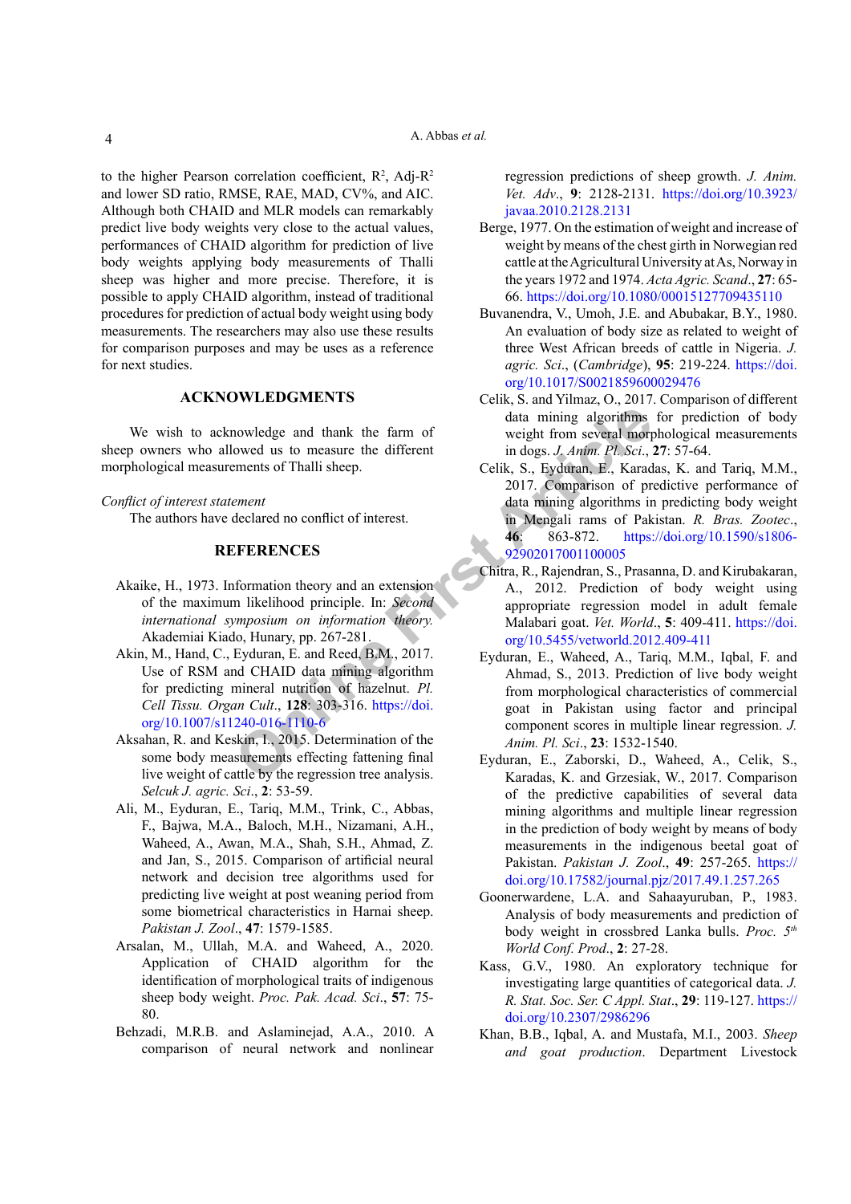to the higher Pearson correlation coefficient, $R^2$, Adj-$R^2$ and lower SD ratio, RMSE, RAE, MAD, CV%, and AIC. Although both CHAID and MLR models can remarkably predict live body weights very close to the actual values, performances of CHAID algorithm for prediction of live body weights applying body measurements of Thalli sheep was higher and more precise. Therefore, it is possible to apply CHAID algorithm, instead of traditional procedures for prediction of actual body weight using body measurements. The researchers may also use these results for comparison purposes and may be uses as a reference for next studies.

## ACKNOWLEDGMENTS

We wish to acknowledge and thank the farm of sheep owners who allowed us to measure the different morphological measurements of Thalli sheep.

*Conflict of interest statement*

The authors have declared no conflict of interest.

## REFERENCES

Akaike, H., 1973. Information theory and an extension of the maximum likelihood principle. In: *Second international symposium on information theory.* Akademiai Kiado, Hunary, pp. 267-281.

Akin, M., Hand, C., Eyduran, E. and Reed, B.M., 2017. Use of RSM and CHAID data mining algorithm for predicting mineral nutrition of hazelnut. *Pl. Cell Tissu. Organ Cult*., **128**: 303-316. https://doi.org/10.1007/s11240-016-1110-6

Aksahan, R. and Keskin, I., 2015. Determination of the some body measurements effecting fattening final live weight of cattle by the regression tree analysis. *Selcuk J. agric. Sci*., **2**: 53-59.

Ali, M., Eyduran, E., Tariq, M.M., Trink, C., Abbas, F., Bajwa, M.A., Baloch, M.H., Nizamani, A.H., Waheed, A., Awan, M.A., Shah, S.H., Ahmad, Z. and Jan, S., 2015. Comparison of artificial neural network and decision tree algorithms used for predicting live weight at post weaning period from some biometrical characteristics in Harnai sheep. *Pakistan J. Zool*., **47**: 1579-1585.

Arsalan, M., Ullah, M.A. and Waheed, A., 2020. Application of CHAID algorithm for the identification of morphological traits of indigenous sheep body weight. *Proc. Pak. Acad. Sci*., **57**: 75-80.

Behzadi, M.R.B. and Aslaminejad, A.A., 2010. A comparison of neural network and nonlinear regression predictions of sheep growth. *J. Anim. Vet. Adv*., **9**: 2128-2131. https://doi.org/10.3923/javaa.2010.2128.2131

Berge, 1977. On the estimation of weight and increase of weight by means of the chest girth in Norwegian red cattle at the Agricultural University at As, Norway in the years 1972 and 1974. *Acta Agric. Scand*., **27**: 65-66. https://doi.org/10.1080/00015127709435110

Buvanendra, V., Umoh, J.E. and Abubakar, B.Y., 1980. An evaluation of body size as related to weight of three West African breeds of cattle in Nigeria. *J. agric. Sci*., (*Cambridge*), **95**: 219-224. https://doi.org/10.1017/S0021859600029476

Celik, S. and Yilmaz, O., 2017. Comparison of different data mining algorithms for prediction of body weight from several morphological measurements in dogs. *J. Anim. Pl. Sci*., **27**: 57-64.

Celik, S., Eyduran, E., Karadas, K. and Tariq, M.M., 2017. Comparison of predictive performance of data mining algorithms in predicting body weight in Mengali rams of Pakistan. *R. Bras. Zootec*., **46**: 863-872. https://doi.org/10.1590/s1806-92902017001100005

Chitra, R., Rajendran, S., Prasanna, D. and Kirubakaran, A., 2012. Prediction of body weight using appropriate regression model in adult female Malabari goat. *Vet. World*., **5**: 409-411. https://doi.org/10.5455/vetworld.2012.409-411

Eyduran, E., Waheed, A., Tariq, M.M., Iqbal, F. and Ahmad, S., 2013. Prediction of live body weight from morphological characteristics of commercial goat in Pakistan using factor and principal component scores in multiple linear regression. *J. Anim. Pl. Sci*., **23**: 1532-1540.

Eyduran, E., Zaborski, D., Waheed, A., Celik, S., Karadas, K. and Grzesiak, W., 2017. Comparison of the predictive capabilities of several data mining algorithms and multiple linear regression in the prediction of body weight by means of body measurements in the indigenous beetal goat of Pakistan. *Pakistan J. Zool*., **49**: 257-265. https://doi.org/10.17582/journal.pjz/2017.49.1.257.265

Goonerwardene, L.A. and Sahaayuruban, P., 1983. Analysis of body measurements and prediction of body weight in crossbred Lanka bulls. *Proc. 5th World Conf. Prod*., **2**: 27-28.

Kass, G.V., 1980. An exploratory technique for investigating large quantities of categorical data. *J. R. Stat. Soc. Ser. C Appl. Stat*., **29**: 119-127. https://doi.org/10.2307/2986296

Khan, B.B., Iqbal, A. and Mustafa, M.I., 2003. *Sheep and goat production*. Department Livestock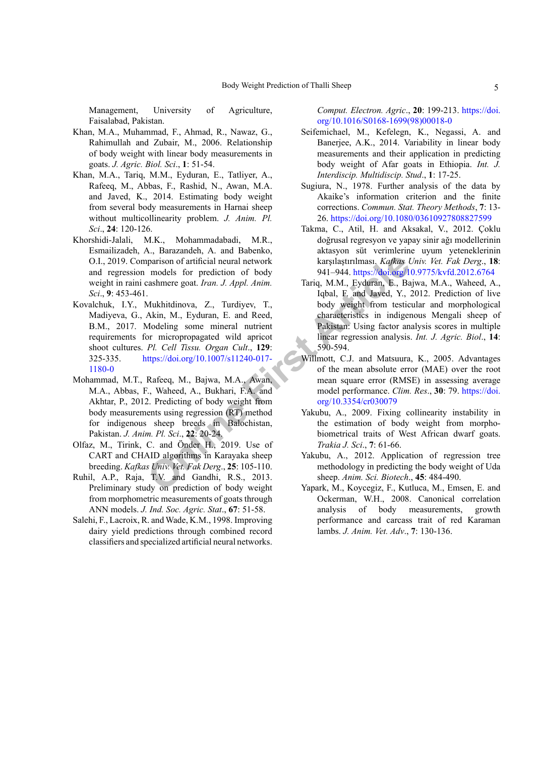Management, University of Agriculture, Faisalabad, Pakistan.

Khan, M.A., Muhammad, F., Ahmad, R., Nawaz, G., Rahimullah and Zubair, M., 2006. Relationship of body weight with linear body measurements in goats. *J. Agric. Biol. Sci*., **1**: 51-54.

Khan, M.A., Tariq, M.M., Eyduran, E., Tatliyer, A., Rafeeq, M., Abbas, F., Rashid, N., Awan, M.A. and Javed, K., 2014. Estimating body weight from several body measurements in Harnai sheep without multicollinearity problem. *J. Anim. Pl. Sci*., **24**: 120-126.

Khorshidi-Jalali, M.K., Mohammadabadi, M.R., Esmailizadeh, A., Barazandeh, A. and Babenko, O.I., 2019. Comparison of artificial neural network and regression models for prediction of body weight in raini cashmere goat. *Iran. J. Appl. Anim. Sci*., **9**: 453-461.

Kovalchuk, I.Y., Mukhitdinova, Z., Turdiyev, T., Madiyeva, G., Akin, M., Eyduran, E. and Reed, B.M., 2017. Modeling some mineral nutrient requirements for micropropagated wild apricot shoot cultures. *Pl. Cell Tissu. Organ Cult*., **129**: 325-335. https://doi.org/10.1007/s11240-017-1180-0

Mohammad, M.T., Rafeeq, M., Bajwa, M.A., Awan, M.A., Abbas, F., Waheed, A., Bukhari, F.A. and Akhtar, P., 2012. Predicting of body weight from body measurements using regression (RT) method for indigenous sheep breeds in Balochistan, Pakistan. *J. Anim. Pl. Sci*., **22**: 20-24.

Olfaz, M., Tirink, C. and Önder H., 2019. Use of CART and CHAID algorithms in Karayaka sheep breeding. *Kafkas Univ. Vet. Fak Derg*., **25**: 105-110.

Ruhil, A.P., Raja, T.V. and Gandhi, R.S., 2013. Preliminary study on prediction of body weight from morphometric measurements of goats through ANN models. *J. Ind. Soc. Agric. Stat*., **67**: 51-58.

Salehi, F., Lacroix, R. and Wade, K.M., 1998. Improving dairy yield predictions through combined record classifiers and specialized artificial neural networks. *Comput. Electron. Agric*., **20**: 199-213. https://doi.org/10.1016/S0168-1699(98)00018-0

Seifemichael, M., Kefelegn, K., Negassi, A. and Banerjee, A.K., 2014. Variability in linear body measurements and their application in predicting body weight of Afar goats in Ethiopia. *Int. J. Interdiscip. Multidiscip. Stud*., **1**: 17-25.

Sugiura, N., 1978. Further analysis of the data by Akaike's information criterion and the finite corrections. *Commun. Stat. Theory Methods*, **7**: 13-26. https://doi.org/10.1080/03610927808827599

Takma, C., Atil, H. and Aksakal, V., 2012. Çoklu doğrusal regresyon ve yapay sinir ağı modellerinin aktasyon süt verimlerine uyum yeteneklerinin karşılaştırılması. *Kafkas Univ. Vet. Fak Derg*., **18**: 941–944. https://doi.org/10.9775/kvfd.2012.6764

Tariq, M.M., Eyduran, E., Bajwa, M.A., Waheed, A., Iqbal, F. and Javed, Y., 2012. Prediction of live body weight from testicular and morphological characteristics in indigenous Mengali sheep of Pakistan: Using factor analysis scores in multiple linear regression analysis. *Int. J. Agric. Biol*., **14**: 590-594.

Willmott, C.J. and Matsuura, K., 2005. Advantages of the mean absolute error (MAE) over the root mean square error (RMSE) in assessing average model performance. *Clim. Res*., **30**: 79. https://doi.org/10.3354/cr030079

Yakubu, A., 2009. Fixing collinearity instability in the estimation of body weight from morpho-biometrical traits of West African dwarf goats. *Trakia J. Sci*., **7**: 61-66.

Yakubu, A., 2012. Application of regression tree methodology in predicting the body weight of Uda sheep. *Anim. Sci. Biotech*., **45**: 484-490.

Yapark, M., Koycegiz, F., Kutluca, M., Emsen, E. and Ockerman, W.H., 2008. Canonical correlation analysis of body measurements, growth performance and carcass trait of red Karaman lambs. *J. Anim. Vet. Adv*., **7**: 130-136.